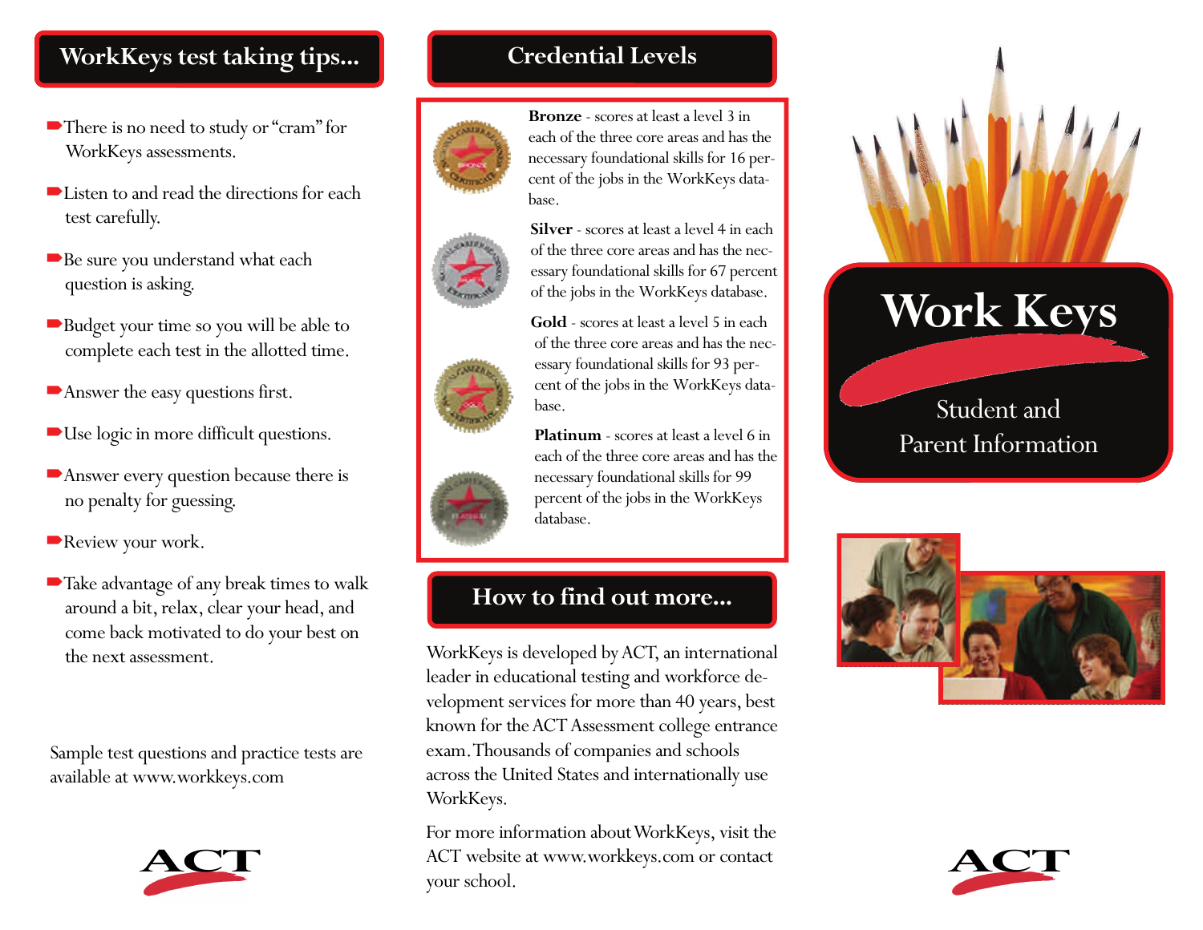## WorkKeys test taking tips...

- There is no need to study or "cram" for WorkKeys assessments.
- Listen to and read the directions for each test carefully.
- Be sure you understand what each question is asking.
- Budget your time so you will be able to complete each test in the allotted time.
- Answer the easy questions first.
- Use logic in more difficult questions.
- Answer every question because there is no penalty for guessing.
- Review your work.
- Take advantage of any break times to walk around a bit, relax, clear your head, and come back motivated to do your best on the next assessment.

Sample test questions and practice tests are available at www.workkeys.com

ACT

## Credential Levels

**Bronze** - scores at least a level 3 in each of the three core areas and has the necessary foundational skills for 16 percent of the jobs in the WorkKeys database.

**Silver** - scores at least a level 4 in each of the three core areas and has the necessary foundational skills for 67 percent of the jobs in the WorkKeys database.

**Gold** - scores at least a level 5 in each of the three core areas and has the necessary foundational skills for 93 percent of the jobs in the WorkKeys database.

**Platinum** - scores at least a level 6 in each of the three core areas and has the necessary foundational skills for 99 percent of the jobs in the WorkKeys database.

## How to find out more...

WorkKeys is developed by ACT, an international leader in educational testing and workforce development services for more than 40 years, best known for the ACT Assessment college entrance exam. Thousands of companies and schools across the United States and internationally use WorkKeys.

For more information about WorkKeys, visit the ACT website at www.workkeys.com or contact your school.

# Work Keys

Student and Parent Information

ACT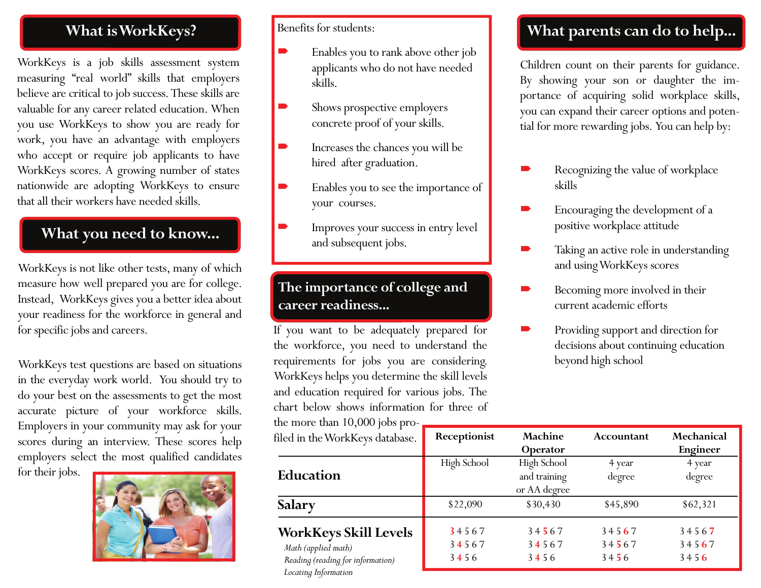## What is WorkKeys?

WorkKeys is a job skills assessment system measuring "real world" skills that employers believe are critical to job success. These skills are valuable for any career related education. When you use WorkKeys to show you are ready for work, you have an advantage with employers who accept or require job applicants to have WorkKeys scores. A growing number of states nationwide are adopting WorkKeys to ensure that all their workers have needed skills.

## What you need to know...

WorkKeys is not like other tests, many of which measure how well prepared you are for college. Instead, WorkKeys gives you a better idea about your readiness for the workforce in general and for specific jobs and careers.

WorkKeys test questions are based on situations in the everyday work world. You should try to do your best on the assessments to get the most accurate picture of your workforce skills. Employers in your community may ask for your scores during an interview. These scores help employers select the most qualified candidates for their jobs.

Benefits for students:

- Enables you to rank above other job applicants who do not have needed skills.
- Shows prospective employers concrete proof of your skills.
- Increases the chances you will be hired after graduation.
- Enables you to see the importance of your courses.
- Improves your success in entry level and subsequent jobs.

## The importance of college and career readiness...

If you want to be adequately prepared for the workforce, you need to understand the requirements for jobs you are considering. WorkKeys helps you determine the skill levels and education required for various jobs. The chart below shows information for three of the more than 10,000 jobs profiled in the WorkKeys database.

| | Receptionist | Machine Operator | Accountant | Mechanical Engineer |
|---|---|---|---|---|
| **Education** | High School | High School and training or AA degree | 4 year degree | 4 year degree |
| **Salary** | $22,090 | $30,430 | $45,890 | $62,321 |
| **WorkKeys Skill Levels** | | | | |
| *Math (applied math)* | **3** 4 5 6 7 | 3 4 **5** 6 7 | 3 4 5 **6** 7 | 3 4 5 6 **7** |
| *Reading (reading for information)* | 3 **4** 5 6 7 | 3 **4** 5 6 7 | 3 4 5 **6** 7 | 3 4 5 **6** 7 |
| *Locating Information* | 3 **4** 5 6 | 3 **4** 5 6 | 3 4 **5** 6 | 3 4 5 **6** |

## What parents can do to help...

Children count on their parents for guidance. By showing your son or daughter the importance of acquiring solid workplace skills, you can expand their career options and potential for more rewarding jobs. You can help by:

- Recognizing the value of workplace skills
- Encouraging the development of a positive workplace attitude
- Taking an active role in understanding and using WorkKeys scores
- Becoming more involved in their current academic efforts
- Providing support and direction for decisions about continuing education beyond high school